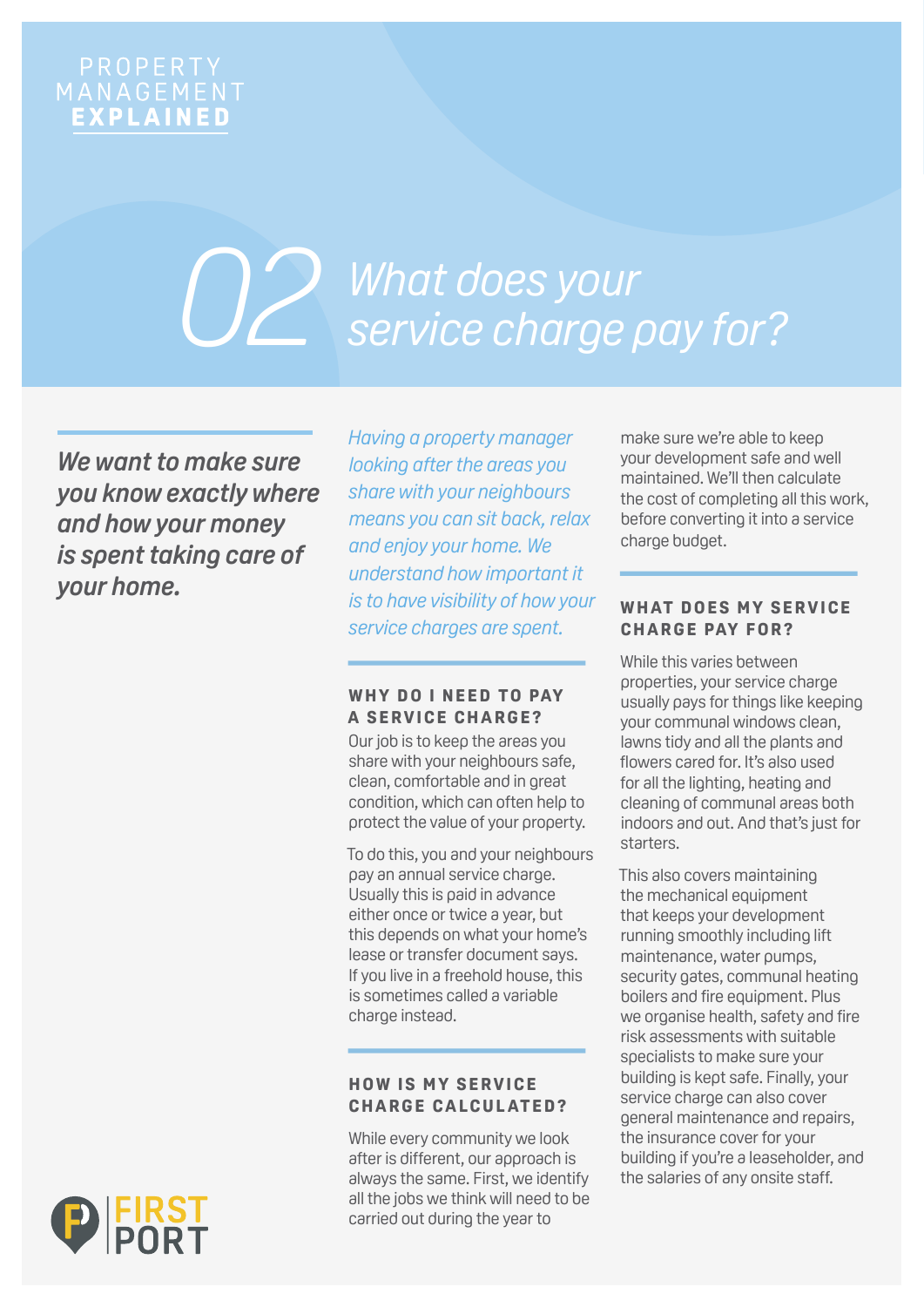PROPERTY MANAGEMENT **EXPLAINED**

# 02 What does your service charge pay for?

***We want to make sure you know exactly where and how your money is spent taking care of your home.***

*Having a property manager looking after the areas you share with your neighbours means you can sit back, relax and enjoy your home. We understand how important it is to have visibility of how your service charges are spent.*

## WHY DO I NEED TO PAY A SERVICE CHARGE?

Our job is to keep the areas you share with your neighbours safe, clean, comfortable and in great condition, which can often help to protect the value of your property.

To do this, you and your neighbours pay an annual service charge. Usually this is paid in advance either once or twice a year, but this depends on what your home's lease or transfer document says. If you live in a freehold house, this is sometimes called a variable charge instead.

## HOW IS MY SERVICE CHARGE CALCULATED?

While every community we look after is different, our approach is always the same. First, we identify all the jobs we think will need to be carried out during the year to make sure we're able to keep your development safe and well maintained. We'll then calculate the cost of completing all this work, before converting it into a service charge budget.

## WHAT DOES MY SERVICE CHARGE PAY FOR?

While this varies between properties, your service charge usually pays for things like keeping your communal windows clean, lawns tidy and all the plants and flowers cared for. It's also used for all the lighting, heating and cleaning of communal areas both indoors and out. And that's just for starters.

This also covers maintaining the mechanical equipment that keeps your development running smoothly including lift maintenance, water pumps, security gates, communal heating boilers and fire equipment. Plus we organise health, safety and fire risk assessments with suitable specialists to make sure your building is kept safe. Finally, your service charge can also cover general maintenance and repairs, the insurance cover for your building if you're a leaseholder, and the salaries of any onsite staff.

FIRST PORT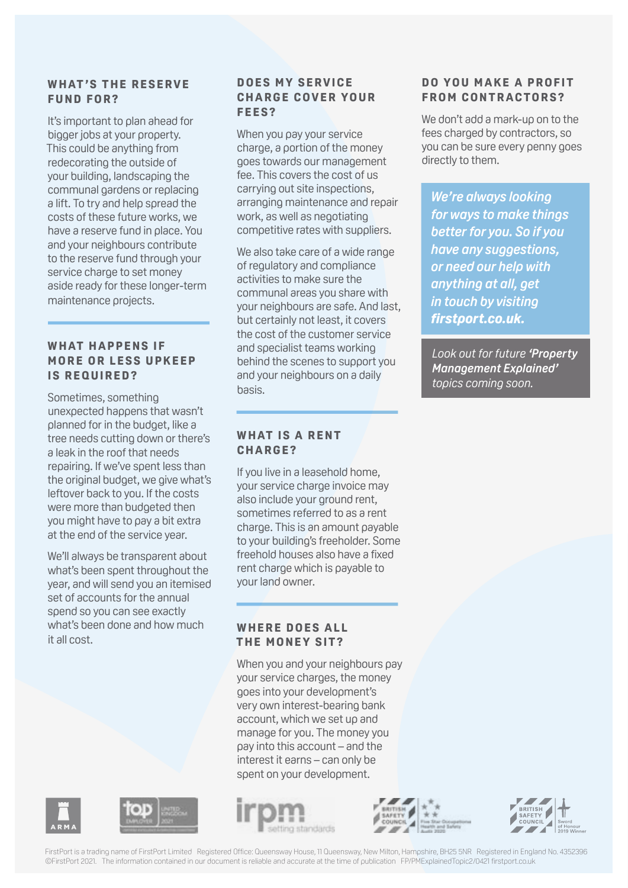## WHAT'S THE RESERVE FUND FOR?

It's important to plan ahead for bigger jobs at your property. This could be anything from redecorating the outside of your building, landscaping the communal gardens or replacing a lift. To try and help spread the costs of these future works, we have a reserve fund in place. You and your neighbours contribute to the reserve fund through your service charge to set money aside ready for these longer-term maintenance projects.

## WHAT HAPPENS IF MORE OR LESS UPKEEP IS REQUIRED?

Sometimes, something unexpected happens that wasn't planned for in the budget, like a tree needs cutting down or there's a leak in the roof that needs repairing. If we've spent less than the original budget, we give what's leftover back to you. If the costs were more than budgeted then you might have to pay a bit extra at the end of the service year.

We'll always be transparent about what's been spent throughout the year, and will send you an itemised set of accounts for the annual spend so you can see exactly what's been done and how much it all cost.

## DOES MY SERVICE CHARGE COVER YOUR FEES?

When you pay your service charge, a portion of the money goes towards our management fee. This covers the cost of us carrying out site inspections, arranging maintenance and repair work, as well as negotiating competitive rates with suppliers.

We also take care of a wide range of regulatory and compliance activities to make sure the communal areas you share with your neighbours are safe. And last, but certainly not least, it covers the cost of the customer service and specialist teams working behind the scenes to support you and your neighbours on a daily basis.

## WHAT IS A RENT CHARGE?

If you live in a leasehold home, your service charge invoice may also include your ground rent, sometimes referred to as a rent charge. This is an amount payable to your building's freeholder. Some freehold houses also have a fixed rent charge which is payable to your land owner.

## WHERE DOES ALL THE MONEY SIT?

When you and your neighbours pay your service charges, the money goes into your development's very own interest-bearing bank account, which we set up and manage for you. The money you pay into this account – and the interest it earns – can only be spent on your development.

## DO YOU MAKE A PROFIT FROM CONTRACTORS?

We don't add a mark-up on to the fees charged by contractors, so you can be sure every penny goes directly to them.

***We're always looking for ways to make things better for you. So if you have any suggestions, or need our help with anything at all, get in touch by visiting firstport.co.uk.***

*Look out for future **'Property Management Explained'** topics coming soon.*

ARMA | top EMPLOYER UNITED KINGDOM 2021 | irpm setting standards | BRITISH SAFETY COUNCIL Five Star Occupational Health and Safety Audit 2020 | BRITISH SAFETY COUNCIL Sword of Honour 2019 Winner

FirstPort is a trading name of FirstPort Limited Registered Office: Queensway House, 11 Queensway, New Milton, Hampshire, BH25 5NR Registered in England No. 4352396 ©FirstPort 2021. The information contained in our document is reliable and accurate at the time of publication FP/PMExplainedTopic2/0421 firstport.co.uk